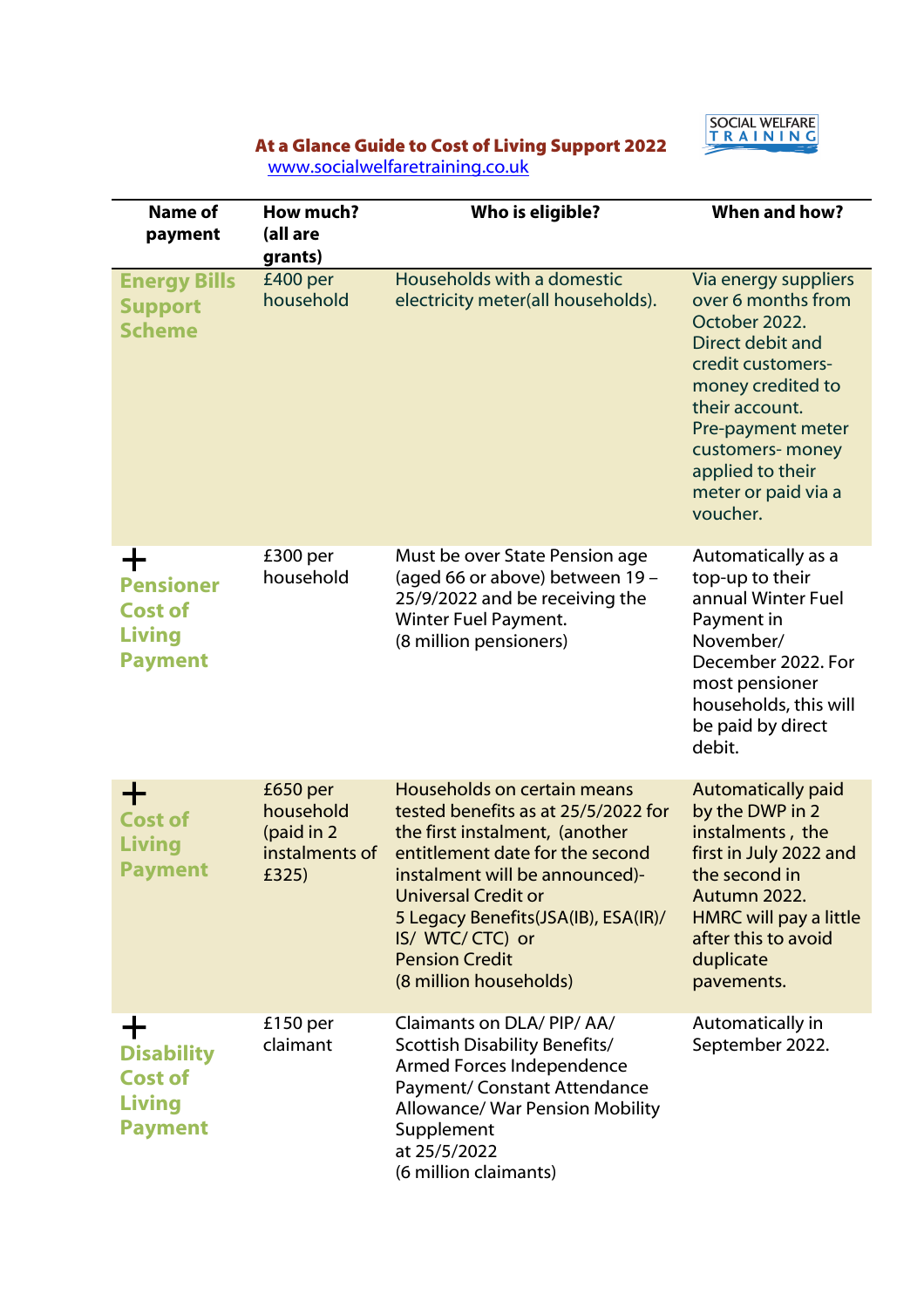## At a Glance Guide to Cost of Living Support 2022

www.socialwelfaretraining.co.uk

SOCIAL WELFARE TRAINING

| Name of payment | How much? (all are grants) | Who is eligible? | When and how? |
|---|---|---|---|
| **Energy Bills Support Scheme** | £400 per household | Households with a domestic electricity meter(all households). | Via energy suppliers over 6 months from October 2022. Direct debit and credit customers- money credited to their account. Pre-payment meter customers- money applied to their meter or paid via a voucher. |
| + **Pensioner Cost of Living Payment** | £300 per household | Must be over State Pension age (aged 66 or above) between 19 – 25/9/2022 and be receiving the Winter Fuel Payment. (8 million pensioners) | Automatically as a top-up to their annual Winter Fuel Payment in November/ December 2022. For most pensioner households, this will be paid by direct debit. |
| + **Cost of Living Payment** | £650 per household (paid in 2 instalments of £325) | Households on certain means tested benefits as at 25/5/2022 for the first instalment, (another entitlement date for the second instalment will be announced)- Universal Credit or 5 Legacy Benefits(JSA(IB), ESA(IR)/ IS/ WTC/ CTC) or Pension Credit (8 million households) | Automatically paid by the DWP in 2 instalments , the first in July 2022 and the second in Autumn 2022. HMRC will pay a little after this to avoid duplicate pavements. |
| + **Disability Cost of Living Payment** | £150 per claimant | Claimants on DLA/ PIP/ AA/ Scottish Disability Benefits/ Armed Forces Independence Payment/ Constant Attendance Allowance/ War Pension Mobility Supplement at 25/5/2022 (6 million claimants) | Automatically in September 2022. |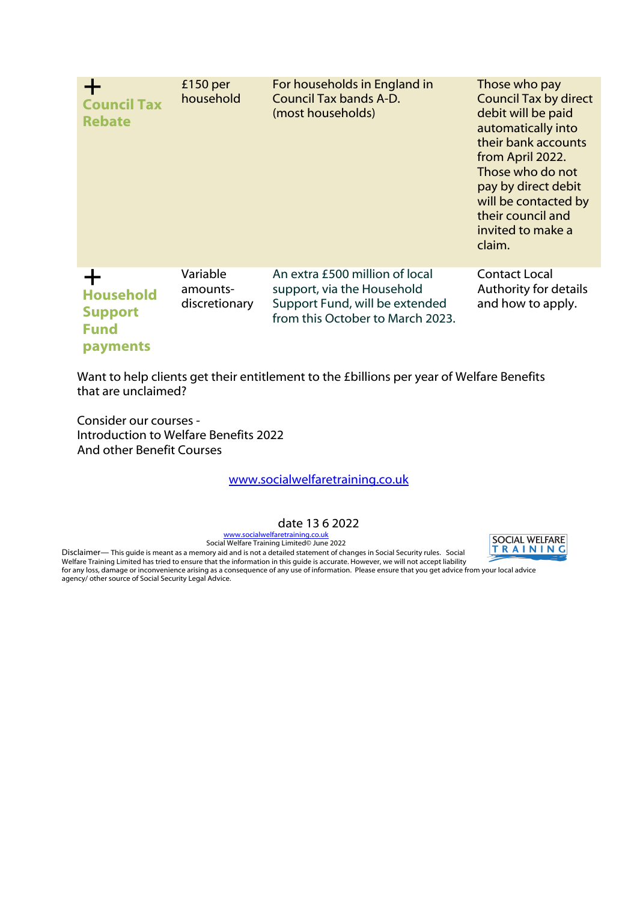| | | | |
|---|---|---|---|
| + **Council Tax Rebate** | £150 per household | For households in England in Council Tax bands A-D. (most households) | Those who pay Council Tax by direct debit will be paid automatically into their bank accounts from April 2022. Those who do not pay by direct debit will be contacted by their council and invited to make a claim. |
| + **Household Support Fund payments** | Variable amounts- discretionary | An extra £500 million of local support, via the Household Support Fund, will be extended from this October to March 2023. | Contact Local Authority for details and how to apply. |

Want to help clients get their entitlement to the £billions per year of Welfare Benefits that are unclaimed?

Consider our courses -
Introduction to Welfare Benefits 2022
And other Benefit Courses

www.socialwelfaretraining.co.uk

date 13 6 2022

www.socialwelfaretraining.co.uk
Social Welfare Training Limited© June 2022

Disclaimer— This guide is meant as a memory aid and is not a detailed statement of changes in Social Security rules. Social Welfare Training Limited has tried to ensure that the information in this guide is accurate. However, we will not accept liability for any loss, damage or inconvenience arising as a consequence of any use of information. Please ensure that you get advice from your local advice agency/ other source of Social Security Legal Advice.

SOCIAL WELFARE TRAINING